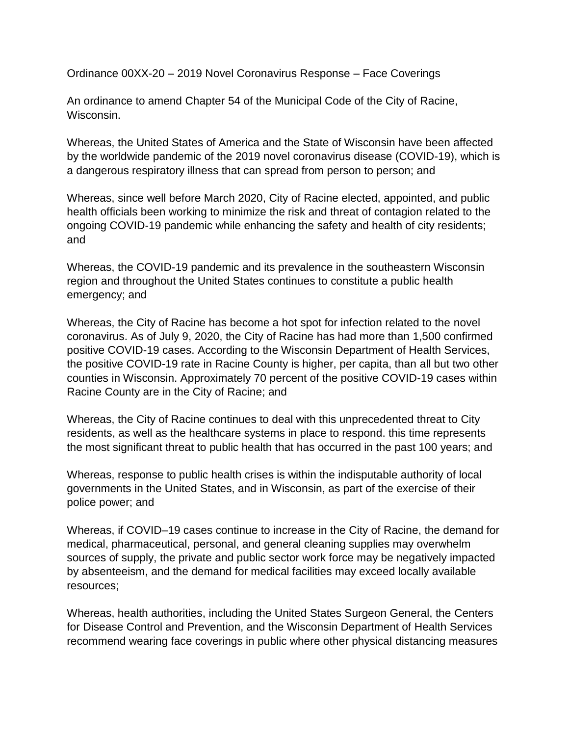Ordinance 00XX-20 – 2019 Novel Coronavirus Response – Face Coverings

An ordinance to amend Chapter 54 of the Municipal Code of the City of Racine, Wisconsin.

Whereas, the United States of America and the State of Wisconsin have been affected by the worldwide pandemic of the 2019 novel coronavirus disease (COVID-19), which is a dangerous respiratory illness that can spread from person to person; and

Whereas, since well before March 2020, City of Racine elected, appointed, and public health officials been working to minimize the risk and threat of contagion related to the ongoing COVID-19 pandemic while enhancing the safety and health of city residents; and

Whereas, the COVID-19 pandemic and its prevalence in the southeastern Wisconsin region and throughout the United States continues to constitute a public health emergency; and

Whereas, the City of Racine has become a hot spot for infection related to the novel coronavirus. As of July 9, 2020, the City of Racine has had more than 1,500 confirmed positive COVID-19 cases. According to the Wisconsin Department of Health Services, the positive COVID-19 rate in Racine County is higher, per capita, than all but two other counties in Wisconsin. Approximately 70 percent of the positive COVID-19 cases within Racine County are in the City of Racine; and

Whereas, the City of Racine continues to deal with this unprecedented threat to City residents, as well as the healthcare systems in place to respond. this time represents the most significant threat to public health that has occurred in the past 100 years; and

Whereas, response to public health crises is within the indisputable authority of local governments in the United States, and in Wisconsin, as part of the exercise of their police power; and

Whereas, if COVID–19 cases continue to increase in the City of Racine, the demand for medical, pharmaceutical, personal, and general cleaning supplies may overwhelm sources of supply, the private and public sector work force may be negatively impacted by absenteeism, and the demand for medical facilities may exceed locally available resources;

Whereas, health authorities, including the United States Surgeon General, the Centers for Disease Control and Prevention, and the Wisconsin Department of Health Services recommend wearing face coverings in public where other physical distancing measures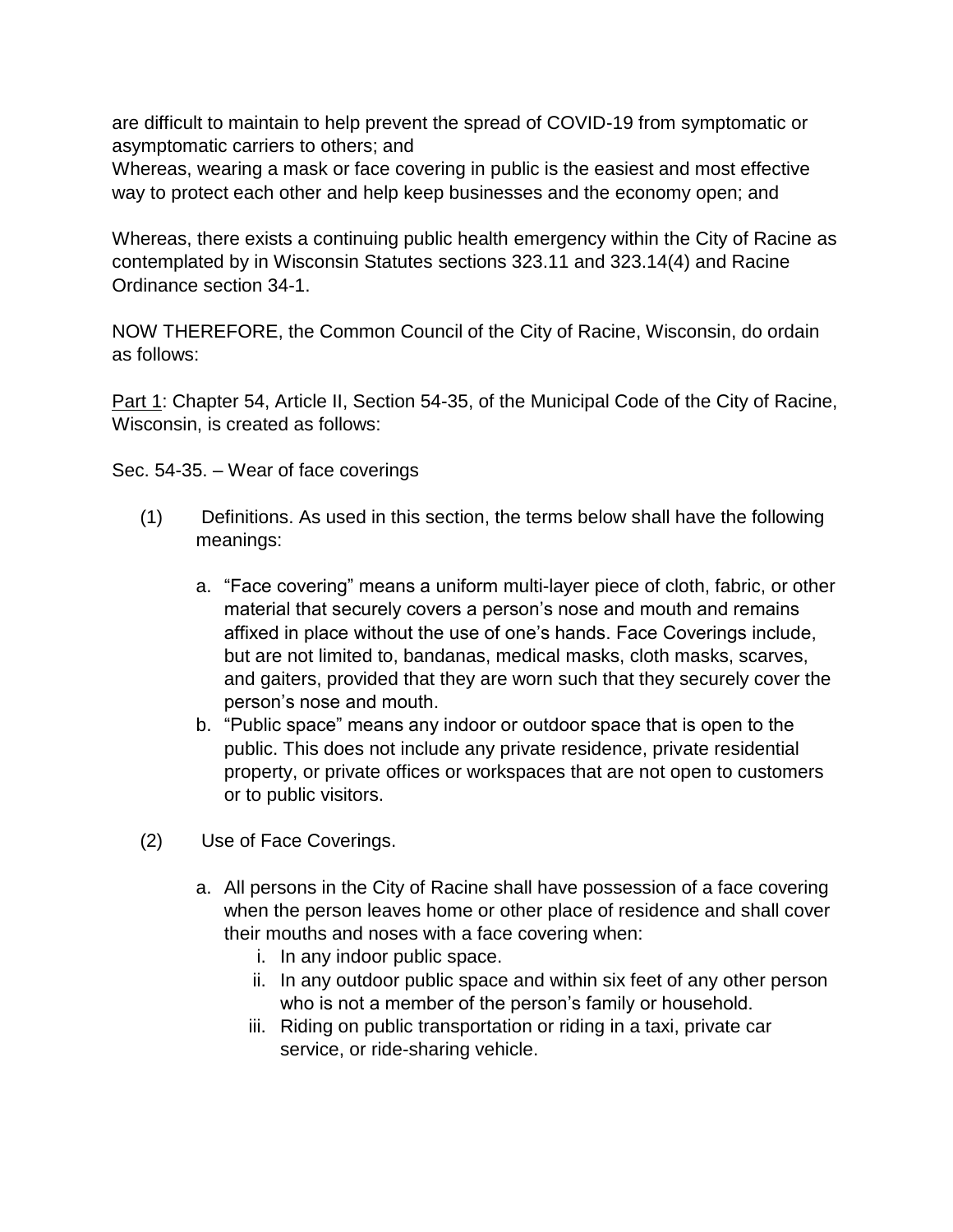are difficult to maintain to help prevent the spread of COVID-19 from symptomatic or asymptomatic carriers to others; and

Whereas, wearing a mask or face covering in public is the easiest and most effective way to protect each other and help keep businesses and the economy open; and

Whereas, there exists a continuing public health emergency within the City of Racine as contemplated by in Wisconsin Statutes sections 323.11 and 323.14(4) and Racine Ordinance section 34-1.

NOW THEREFORE, the Common Council of the City of Racine, Wisconsin, do ordain as follows:

<u>Part 1</u>: Chapter 54, Article II, Section 54-35, of the Municipal Code of the City of Racine, Wisconsin, is created as follows:

Sec. 54-35. – Wear of face coverings

(1) Definitions. As used in this section, the terms below shall have the following meanings:

   a. "Face covering" means a uniform multi-layer piece of cloth, fabric, or other material that securely covers a person's nose and mouth and remains affixed in place without the use of one's hands. Face Coverings include, but are not limited to, bandanas, medical masks, cloth masks, scarves, and gaiters, provided that they are worn such that they securely cover the person's nose and mouth.
   b. "Public space" means any indoor or outdoor space that is open to the public. This does not include any private residence, private residential property, or private offices or workspaces that are not open to customers or to public visitors.

(2) Use of Face Coverings.

   a. All persons in the City of Racine shall have possession of a face covering when the person leaves home or other place of residence and shall cover their mouths and noses with a face covering when:
      i. In any indoor public space.
      ii. In any outdoor public space and within six feet of any other person who is not a member of the person's family or household.
      iii. Riding on public transportation or riding in a taxi, private car service, or ride-sharing vehicle.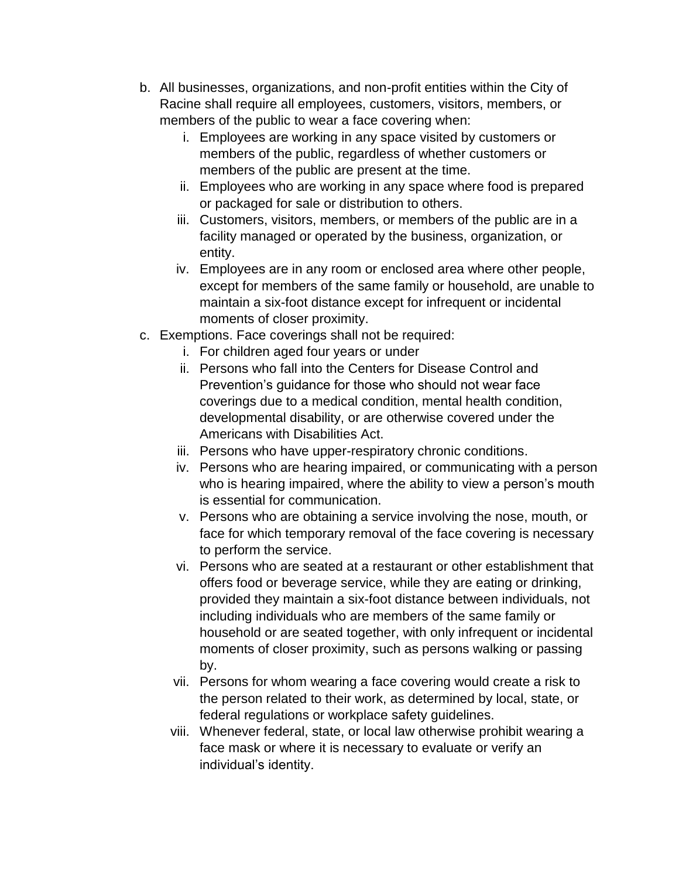b. All businesses, organizations, and non-profit entities within the City of Racine shall require all employees, customers, visitors, members, or members of the public to wear a face covering when:
   i. Employees are working in any space visited by customers or members of the public, regardless of whether customers or members of the public are present at the time.
   ii. Employees who are working in any space where food is prepared or packaged for sale or distribution to others.
   iii. Customers, visitors, members, or members of the public are in a facility managed or operated by the business, organization, or entity.
   iv. Employees are in any room or enclosed area where other people, except for members of the same family or household, are unable to maintain a six-foot distance except for infrequent or incidental moments of closer proximity.

c. Exemptions. Face coverings shall not be required:
   i. For children aged four years or under
   ii. Persons who fall into the Centers for Disease Control and Prevention's guidance for those who should not wear face coverings due to a medical condition, mental health condition, developmental disability, or are otherwise covered under the Americans with Disabilities Act.
   iii. Persons who have upper-respiratory chronic conditions.
   iv. Persons who are hearing impaired, or communicating with a person who is hearing impaired, where the ability to view a person's mouth is essential for communication.
   v. Persons who are obtaining a service involving the nose, mouth, or face for which temporary removal of the face covering is necessary to perform the service.
   vi. Persons who are seated at a restaurant or other establishment that offers food or beverage service, while they are eating or drinking, provided they maintain a six-foot distance between individuals, not including individuals who are members of the same family or household or are seated together, with only infrequent or incidental moments of closer proximity, such as persons walking or passing by.
   vii. Persons for whom wearing a face covering would create a risk to the person related to their work, as determined by local, state, or federal regulations or workplace safety guidelines.
   viii. Whenever federal, state, or local law otherwise prohibit wearing a face mask or where it is necessary to evaluate or verify an individual's identity.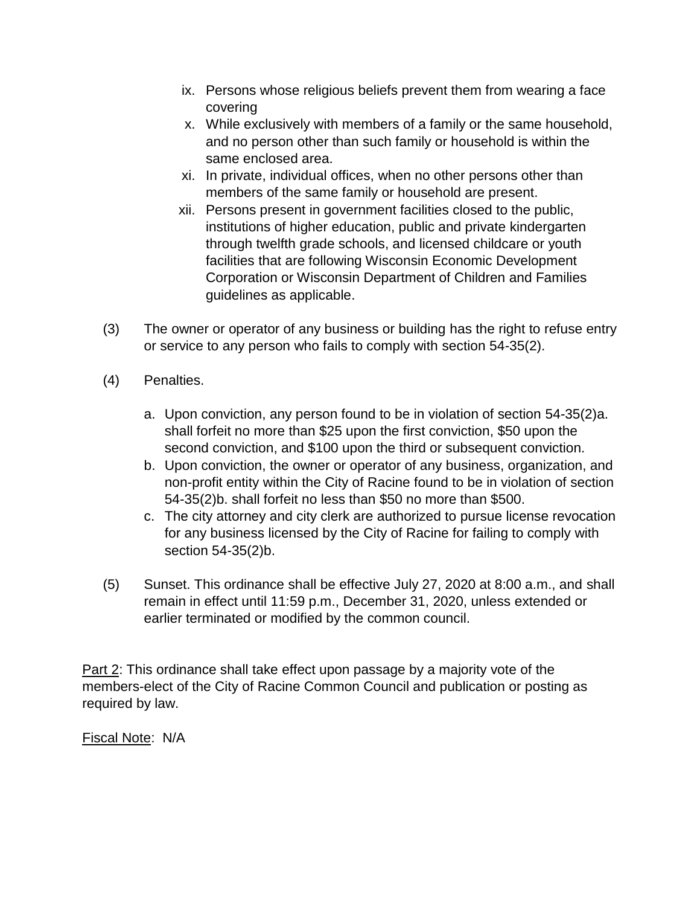ix. Persons whose religious beliefs prevent them from wearing a face covering
x. While exclusively with members of a family or the same household, and no person other than such family or household is within the same enclosed area.
xi. In private, individual offices, when no other persons other than members of the same family or household are present.
xii. Persons present in government facilities closed to the public, institutions of higher education, public and private kindergarten through twelfth grade schools, and licensed childcare or youth facilities that are following Wisconsin Economic Development Corporation or Wisconsin Department of Children and Families guidelines as applicable.

(3) The owner or operator of any business or building has the right to refuse entry or service to any person who fails to comply with section 54-35(2).

(4) Penalties.

a. Upon conviction, any person found to be in violation of section 54-35(2)a. shall forfeit no more than $25 upon the first conviction, $50 upon the second conviction, and $100 upon the third or subsequent conviction.
b. Upon conviction, the owner or operator of any business, organization, and non-profit entity within the City of Racine found to be in violation of section 54-35(2)b. shall forfeit no less than $50 no more than $500.
c. The city attorney and city clerk are authorized to pursue license revocation for any business licensed by the City of Racine for failing to comply with section 54-35(2)b.

(5) Sunset. This ordinance shall be effective July 27, 2020 at 8:00 a.m., and shall remain in effect until 11:59 p.m., December 31, 2020, unless extended or earlier terminated or modified by the common council.

<u>Part 2</u>: This ordinance shall take effect upon passage by a majority vote of the members-elect of the City of Racine Common Council and publication or posting as required by law.

<u>Fiscal Note</u>: N/A